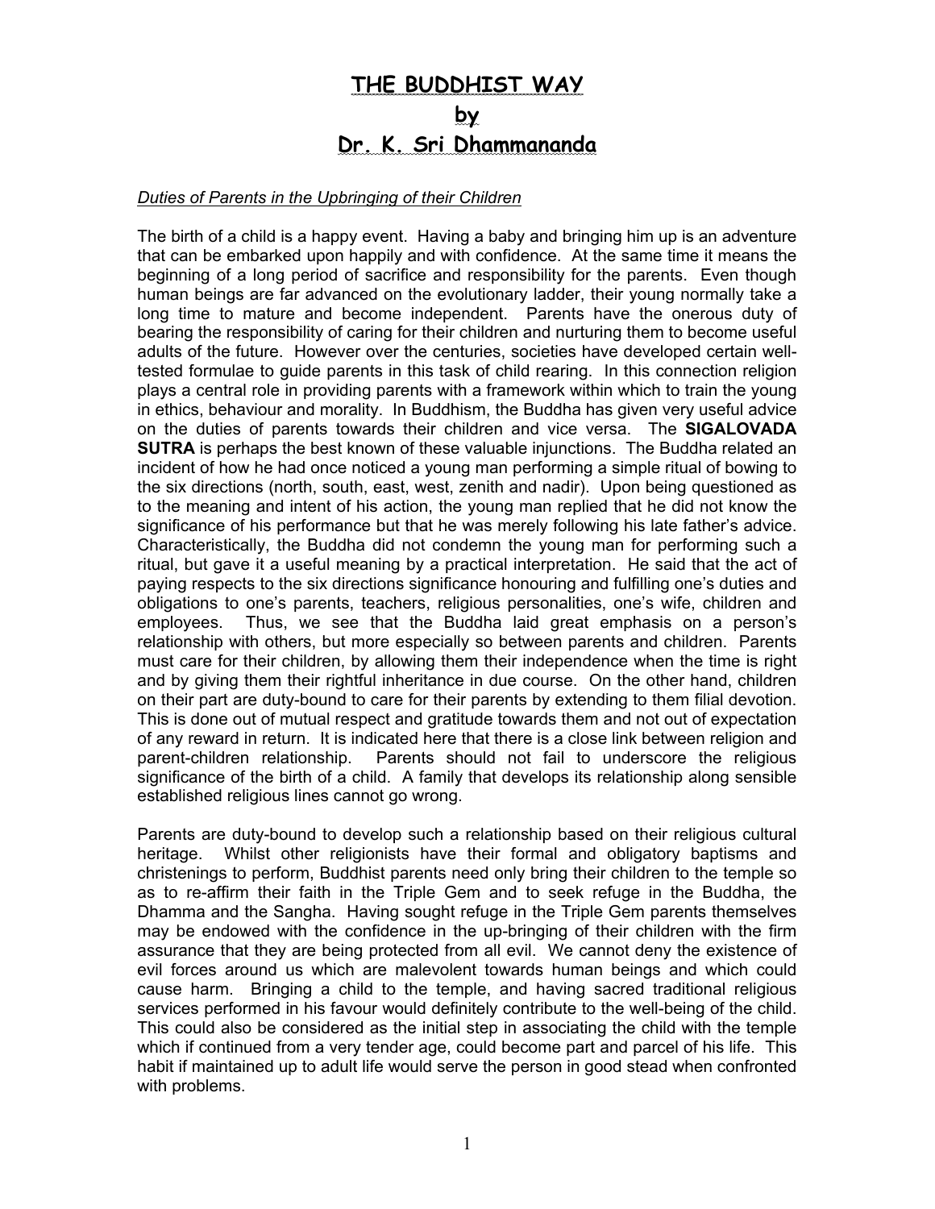# THE BUDDHIST WAY
# by
# Dr. K. Sri Dhammananda

*Duties of Parents in the Upbringing of their Children*

The birth of a child is a happy event. Having a baby and bringing him up is an adventure that can be embarked upon happily and with confidence. At the same time it means the beginning of a long period of sacrifice and responsibility for the parents. Even though human beings are far advanced on the evolutionary ladder, their young normally take a long time to mature and become independent. Parents have the onerous duty of bearing the responsibility of caring for their children and nurturing them to become useful adults of the future. However over the centuries, societies have developed certain well-tested formulae to guide parents in this task of child rearing. In this connection religion plays a central role in providing parents with a framework within which to train the young in ethics, behaviour and morality. In Buddhism, the Buddha has given very useful advice on the duties of parents towards their children and vice versa. The **SIGALOVADA SUTRA** is perhaps the best known of these valuable injunctions. The Buddha related an incident of how he had once noticed a young man performing a simple ritual of bowing to the six directions (north, south, east, west, zenith and nadir). Upon being questioned as to the meaning and intent of his action, the young man replied that he did not know the significance of his performance but that he was merely following his late father's advice. Characteristically, the Buddha did not condemn the young man for performing such a ritual, but gave it a useful meaning by a practical interpretation. He said that the act of paying respects to the six directions significance honouring and fulfilling one's duties and obligations to one's parents, teachers, religious personalities, one's wife, children and employees. Thus, we see that the Buddha laid great emphasis on a person's relationship with others, but more especially so between parents and children. Parents must care for their children, by allowing them their independence when the time is right and by giving them their rightful inheritance in due course. On the other hand, children on their part are duty-bound to care for their parents by extending to them filial devotion. This is done out of mutual respect and gratitude towards them and not out of expectation of any reward in return. It is indicated here that there is a close link between religion and parent-children relationship. Parents should not fail to underscore the religious significance of the birth of a child. A family that develops its relationship along sensible established religious lines cannot go wrong.

Parents are duty-bound to develop such a relationship based on their religious cultural heritage. Whilst other religionists have their formal and obligatory baptisms and christenings to perform, Buddhist parents need only bring their children to the temple so as to re-affirm their faith in the Triple Gem and to seek refuge in the Buddha, the Dhamma and the Sangha. Having sought refuge in the Triple Gem parents themselves may be endowed with the confidence in the up-bringing of their children with the firm assurance that they are being protected from all evil. We cannot deny the existence of evil forces around us which are malevolent towards human beings and which could cause harm. Bringing a child to the temple, and having sacred traditional religious services performed in his favour would definitely contribute to the well-being of the child. This could also be considered as the initial step in associating the child with the temple which if continued from a very tender age, could become part and parcel of his life. This habit if maintained up to adult life would serve the person in good stead when confronted with problems.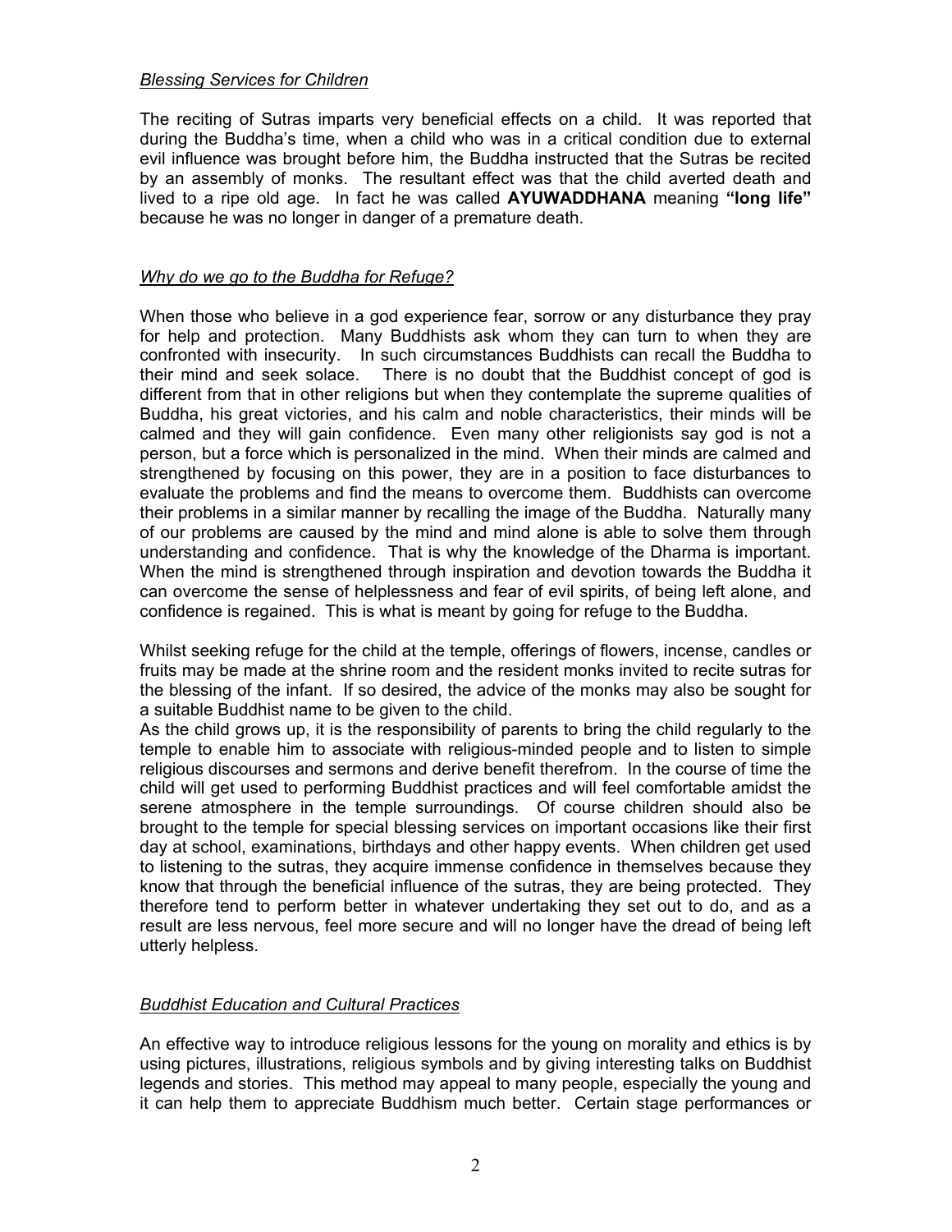*<u>Blessing Services for Children</u>*

The reciting of Sutras imparts very beneficial effects on a child. It was reported that during the Buddha's time, when a child who was in a critical condition due to external evil influence was brought before him, the Buddha instructed that the Sutras be recited by an assembly of monks. The resultant effect was that the child averted death and lived to a ripe old age. In fact he was called **AYUWADDHANA** meaning **"long life"** because he was no longer in danger of a premature death.

*<u>Why do we go to the Buddha for Refuge?</u>*

When those who believe in a god experience fear, sorrow or any disturbance they pray for help and protection. Many Buddhists ask whom they can turn to when they are confronted with insecurity. In such circumstances Buddhists can recall the Buddha to their mind and seek solace. There is no doubt that the Buddhist concept of god is different from that in other religions but when they contemplate the supreme qualities of Buddha, his great victories, and his calm and noble characteristics, their minds will be calmed and they will gain confidence. Even many other religionists say god is not a person, but a force which is personalized in the mind. When their minds are calmed and strengthened by focusing on this power, they are in a position to face disturbances to evaluate the problems and find the means to overcome them. Buddhists can overcome their problems in a similar manner by recalling the image of the Buddha. Naturally many of our problems are caused by the mind and mind alone is able to solve them through understanding and confidence. That is why the knowledge of the Dharma is important. When the mind is strengthened through inspiration and devotion towards the Buddha it can overcome the sense of helplessness and fear of evil spirits, of being left alone, and confidence is regained. This is what is meant by going for refuge to the Buddha.

Whilst seeking refuge for the child at the temple, offerings of flowers, incense, candles or fruits may be made at the shrine room and the resident monks invited to recite sutras for the blessing of the infant. If so desired, the advice of the monks may also be sought for a suitable Buddhist name to be given to the child.
As the child grows up, it is the responsibility of parents to bring the child regularly to the temple to enable him to associate with religious-minded people and to listen to simple religious discourses and sermons and derive benefit therefrom. In the course of time the child will get used to performing Buddhist practices and will feel comfortable amidst the serene atmosphere in the temple surroundings. Of course children should also be brought to the temple for special blessing services on important occasions like their first day at school, examinations, birthdays and other happy events. When children get used to listening to the sutras, they acquire immense confidence in themselves because they know that through the beneficial influence of the sutras, they are being protected. They therefore tend to perform better in whatever undertaking they set out to do, and as a result are less nervous, feel more secure and will no longer have the dread of being left utterly helpless.

*<u>Buddhist Education and Cultural Practices</u>*

An effective way to introduce religious lessons for the young on morality and ethics is by using pictures, illustrations, religious symbols and by giving interesting talks on Buddhist legends and stories. This method may appeal to many people, especially the young and it can help them to appreciate Buddhism much better. Certain stage performances or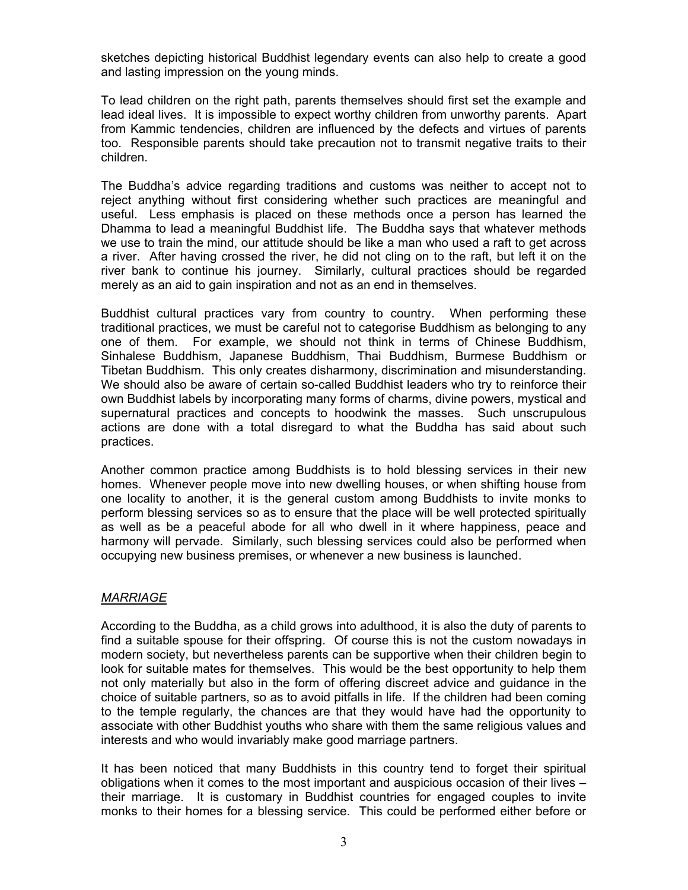sketches depicting historical Buddhist legendary events can also help to create a good and lasting impression on the young minds.

To lead children on the right path, parents themselves should first set the example and lead ideal lives. It is impossible to expect worthy children from unworthy parents. Apart from Kammic tendencies, children are influenced by the defects and virtues of parents too. Responsible parents should take precaution not to transmit negative traits to their children.

The Buddha's advice regarding traditions and customs was neither to accept not to reject anything without first considering whether such practices are meaningful and useful. Less emphasis is placed on these methods once a person has learned the Dhamma to lead a meaningful Buddhist life. The Buddha says that whatever methods we use to train the mind, our attitude should be like a man who used a raft to get across a river. After having crossed the river, he did not cling on to the raft, but left it on the river bank to continue his journey. Similarly, cultural practices should be regarded merely as an aid to gain inspiration and not as an end in themselves.

Buddhist cultural practices vary from country to country. When performing these traditional practices, we must be careful not to categorise Buddhism as belonging to any one of them. For example, we should not think in terms of Chinese Buddhism, Sinhalese Buddhism, Japanese Buddhism, Thai Buddhism, Burmese Buddhism or Tibetan Buddhism. This only creates disharmony, discrimination and misunderstanding. We should also be aware of certain so-called Buddhist leaders who try to reinforce their own Buddhist labels by incorporating many forms of charms, divine powers, mystical and supernatural practices and concepts to hoodwink the masses. Such unscrupulous actions are done with a total disregard to what the Buddha has said about such practices.

Another common practice among Buddhists is to hold blessing services in their new homes. Whenever people move into new dwelling houses, or when shifting house from one locality to another, it is the general custom among Buddhists to invite monks to perform blessing services so as to ensure that the place will be well protected spiritually as well as be a peaceful abode for all who dwell in it where happiness, peace and harmony will pervade. Similarly, such blessing services could also be performed when occupying new business premises, or whenever a new business is launched.

## *MARRIAGE*

According to the Buddha, as a child grows into adulthood, it is also the duty of parents to find a suitable spouse for their offspring. Of course this is not the custom nowadays in modern society, but nevertheless parents can be supportive when their children begin to look for suitable mates for themselves. This would be the best opportunity to help them not only materially but also in the form of offering discreet advice and guidance in the choice of suitable partners, so as to avoid pitfalls in life. If the children had been coming to the temple regularly, the chances are that they would have had the opportunity to associate with other Buddhist youths who share with them the same religious values and interests and who would invariably make good marriage partners.

It has been noticed that many Buddhists in this country tend to forget their spiritual obligations when it comes to the most important and auspicious occasion of their lives – their marriage. It is customary in Buddhist countries for engaged couples to invite monks to their homes for a blessing service. This could be performed either before or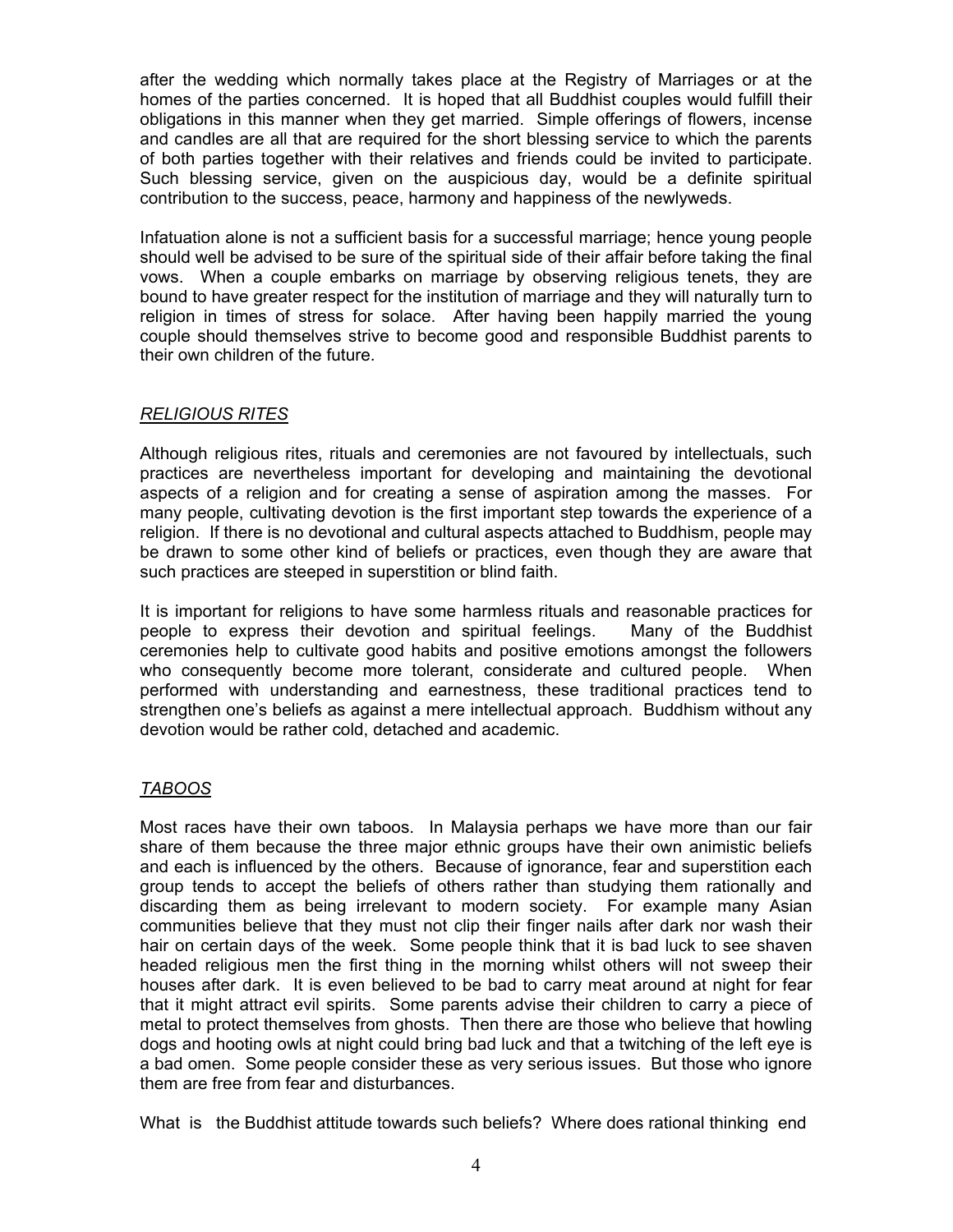after the wedding which normally takes place at the Registry of Marriages or at the homes of the parties concerned. It is hoped that all Buddhist couples would fulfill their obligations in this manner when they get married. Simple offerings of flowers, incense and candles are all that are required for the short blessing service to which the parents of both parties together with their relatives and friends could be invited to participate. Such blessing service, given on the auspicious day, would be a definite spiritual contribution to the success, peace, harmony and happiness of the newlyweds.

Infatuation alone is not a sufficient basis for a successful marriage; hence young people should well be advised to be sure of the spiritual side of their affair before taking the final vows. When a couple embarks on marriage by observing religious tenets, they are bound to have greater respect for the institution of marriage and they will naturally turn to religion in times of stress for solace. After having been happily married the young couple should themselves strive to become good and responsible Buddhist parents to their own children of the future.

## *RELIGIOUS RITES*

Although religious rites, rituals and ceremonies are not favoured by intellectuals, such practices are nevertheless important for developing and maintaining the devotional aspects of a religion and for creating a sense of aspiration among the masses. For many people, cultivating devotion is the first important step towards the experience of a religion. If there is no devotional and cultural aspects attached to Buddhism, people may be drawn to some other kind of beliefs or practices, even though they are aware that such practices are steeped in superstition or blind faith.

It is important for religions to have some harmless rituals and reasonable practices for people to express their devotion and spiritual feelings. Many of the Buddhist ceremonies help to cultivate good habits and positive emotions amongst the followers who consequently become more tolerant, considerate and cultured people. When performed with understanding and earnestness, these traditional practices tend to strengthen one's beliefs as against a mere intellectual approach. Buddhism without any devotion would be rather cold, detached and academic.

## *TABOOS*

Most races have their own taboos. In Malaysia perhaps we have more than our fair share of them because the three major ethnic groups have their own animistic beliefs and each is influenced by the others. Because of ignorance, fear and superstition each group tends to accept the beliefs of others rather than studying them rationally and discarding them as being irrelevant to modern society. For example many Asian communities believe that they must not clip their finger nails after dark nor wash their hair on certain days of the week. Some people think that it is bad luck to see shaven headed religious men the first thing in the morning whilst others will not sweep their houses after dark. It is even believed to be bad to carry meat around at night for fear that it might attract evil spirits. Some parents advise their children to carry a piece of metal to protect themselves from ghosts. Then there are those who believe that howling dogs and hooting owls at night could bring bad luck and that a twitching of the left eye is a bad omen. Some people consider these as very serious issues. But those who ignore them are free from fear and disturbances.

What is the Buddhist attitude towards such beliefs? Where does rational thinking end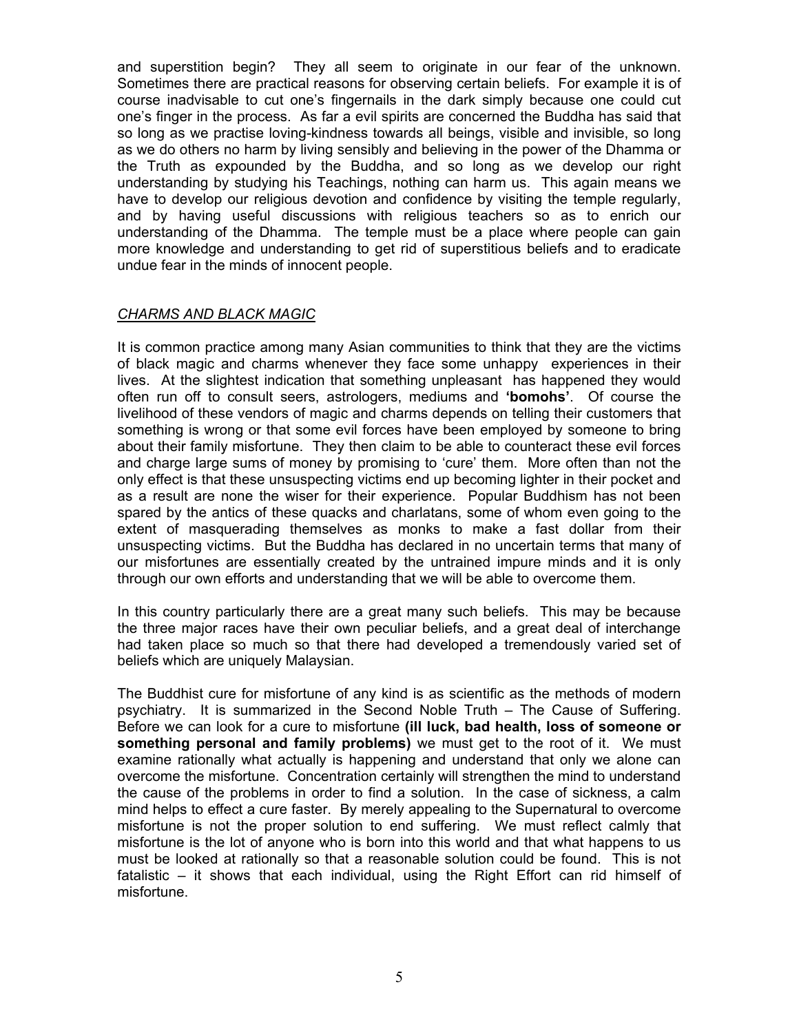and superstition begin? They all seem to originate in our fear of the unknown. Sometimes there are practical reasons for observing certain beliefs. For example it is of course inadvisable to cut one's fingernails in the dark simply because one could cut one's finger in the process. As far a evil spirits are concerned the Buddha has said that so long as we practise loving-kindness towards all beings, visible and invisible, so long as we do others no harm by living sensibly and believing in the power of the Dhamma or the Truth as expounded by the Buddha, and so long as we develop our right understanding by studying his Teachings, nothing can harm us. This again means we have to develop our religious devotion and confidence by visiting the temple regularly, and by having useful discussions with religious teachers so as to enrich our understanding of the Dhamma. The temple must be a place where people can gain more knowledge and understanding to get rid of superstitious beliefs and to eradicate undue fear in the minds of innocent people.

## *CHARMS AND BLACK MAGIC*

It is common practice among many Asian communities to think that they are the victims of black magic and charms whenever they face some unhappy experiences in their lives. At the slightest indication that something unpleasant has happened they would often run off to consult seers, astrologers, mediums and **'bomohs'**. Of course the livelihood of these vendors of magic and charms depends on telling their customers that something is wrong or that some evil forces have been employed by someone to bring about their family misfortune. They then claim to be able to counteract these evil forces and charge large sums of money by promising to 'cure' them. More often than not the only effect is that these unsuspecting victims end up becoming lighter in their pocket and as a result are none the wiser for their experience. Popular Buddhism has not been spared by the antics of these quacks and charlatans, some of whom even going to the extent of masquerading themselves as monks to make a fast dollar from their unsuspecting victims. But the Buddha has declared in no uncertain terms that many of our misfortunes are essentially created by the untrained impure minds and it is only through our own efforts and understanding that we will be able to overcome them.

In this country particularly there are a great many such beliefs. This may be because the three major races have their own peculiar beliefs, and a great deal of interchange had taken place so much so that there had developed a tremendously varied set of beliefs which are uniquely Malaysian.

The Buddhist cure for misfortune of any kind is as scientific as the methods of modern psychiatry. It is summarized in the Second Noble Truth – The Cause of Suffering. Before we can look for a cure to misfortune **(ill luck, bad health, loss of someone or something personal and family problems)** we must get to the root of it. We must examine rationally what actually is happening and understand that only we alone can overcome the misfortune. Concentration certainly will strengthen the mind to understand the cause of the problems in order to find a solution. In the case of sickness, a calm mind helps to effect a cure faster. By merely appealing to the Supernatural to overcome misfortune is not the proper solution to end suffering. We must reflect calmly that misfortune is the lot of anyone who is born into this world and that what happens to us must be looked at rationally so that a reasonable solution could be found. This is not fatalistic – it shows that each individual, using the Right Effort can rid himself of misfortune.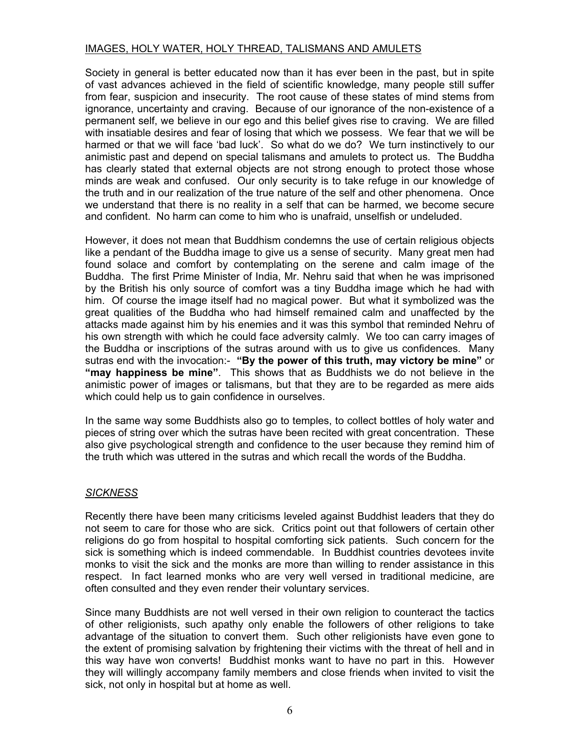## IMAGES, HOLY WATER, HOLY THREAD, TALISMANS AND AMULETS

Society in general is better educated now than it has ever been in the past, but in spite of vast advances achieved in the field of scientific knowledge, many people still suffer from fear, suspicion and insecurity. The root cause of these states of mind stems from ignorance, uncertainty and craving. Because of our ignorance of the non-existence of a permanent self, we believe in our ego and this belief gives rise to craving. We are filled with insatiable desires and fear of losing that which we possess. We fear that we will be harmed or that we will face 'bad luck'. So what do we do? We turn instinctively to our animistic past and depend on special talismans and amulets to protect us. The Buddha has clearly stated that external objects are not strong enough to protect those whose minds are weak and confused. Our only security is to take refuge in our knowledge of the truth and in our realization of the true nature of the self and other phenomena. Once we understand that there is no reality in a self that can be harmed, we become secure and confident. No harm can come to him who is unafraid, unselfish or undeluded.

However, it does not mean that Buddhism condemns the use of certain religious objects like a pendant of the Buddha image to give us a sense of security. Many great men had found solace and comfort by contemplating on the serene and calm image of the Buddha. The first Prime Minister of India, Mr. Nehru said that when he was imprisoned by the British his only source of comfort was a tiny Buddha image which he had with him. Of course the image itself had no magical power. But what it symbolized was the great qualities of the Buddha who had himself remained calm and unaffected by the attacks made against him by his enemies and it was this symbol that reminded Nehru of his own strength with which he could face adversity calmly. We too can carry images of the Buddha or inscriptions of the sutras around with us to give us confidences. Many sutras end with the invocation:- **"By the power of this truth, may victory be mine"** or **"may happiness be mine"**. This shows that as Buddhists we do not believe in the animistic power of images or talismans, but that they are to be regarded as mere aids which could help us to gain confidence in ourselves.

In the same way some Buddhists also go to temples, to collect bottles of holy water and pieces of string over which the sutras have been recited with great concentration. These also give psychological strength and confidence to the user because they remind him of the truth which was uttered in the sutras and which recall the words of the Buddha.

## *SICKNESS*

Recently there have been many criticisms leveled against Buddhist leaders that they do not seem to care for those who are sick. Critics point out that followers of certain other religions do go from hospital to hospital comforting sick patients. Such concern for the sick is something which is indeed commendable. In Buddhist countries devotees invite monks to visit the sick and the monks are more than willing to render assistance in this respect. In fact learned monks who are very well versed in traditional medicine, are often consulted and they even render their voluntary services.

Since many Buddhists are not well versed in their own religion to counteract the tactics of other religionists, such apathy only enable the followers of other religions to take advantage of the situation to convert them. Such other religionists have even gone to the extent of promising salvation by frightening their victims with the threat of hell and in this way have won converts! Buddhist monks want to have no part in this. However they will willingly accompany family members and close friends when invited to visit the sick, not only in hospital but at home as well.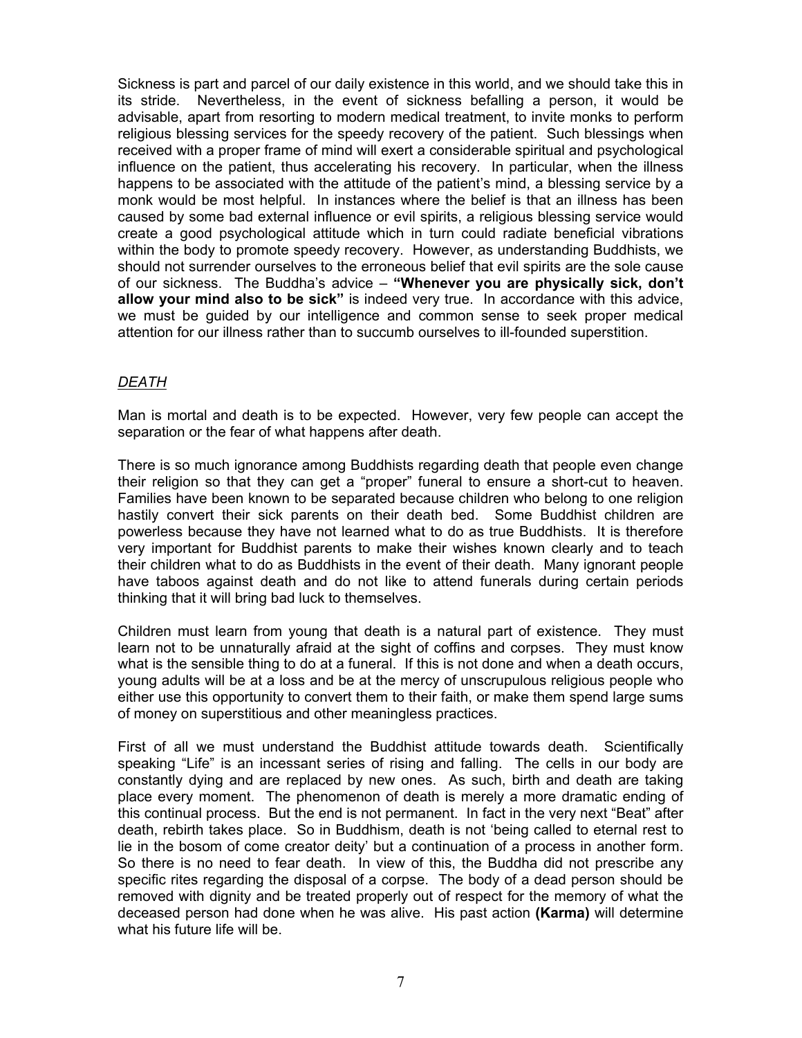Sickness is part and parcel of our daily existence in this world, and we should take this in its stride. Nevertheless, in the event of sickness befalling a person, it would be advisable, apart from resorting to modern medical treatment, to invite monks to perform religious blessing services for the speedy recovery of the patient. Such blessings when received with a proper frame of mind will exert a considerable spiritual and psychological influence on the patient, thus accelerating his recovery. In particular, when the illness happens to be associated with the attitude of the patient's mind, a blessing service by a monk would be most helpful. In instances where the belief is that an illness has been caused by some bad external influence or evil spirits, a religious blessing service would create a good psychological attitude which in turn could radiate beneficial vibrations within the body to promote speedy recovery. However, as understanding Buddhists, we should not surrender ourselves to the erroneous belief that evil spirits are the sole cause of our sickness. The Buddha's advice – **"Whenever you are physically sick, don't allow your mind also to be sick"** is indeed very true. In accordance with this advice, we must be guided by our intelligence and common sense to seek proper medical attention for our illness rather than to succumb ourselves to ill-founded superstition.

## *DEATH*

Man is mortal and death is to be expected. However, very few people can accept the separation or the fear of what happens after death.

There is so much ignorance among Buddhists regarding death that people even change their religion so that they can get a "proper" funeral to ensure a short-cut to heaven. Families have been known to be separated because children who belong to one religion hastily convert their sick parents on their death bed. Some Buddhist children are powerless because they have not learned what to do as true Buddhists. It is therefore very important for Buddhist parents to make their wishes known clearly and to teach their children what to do as Buddhists in the event of their death. Many ignorant people have taboos against death and do not like to attend funerals during certain periods thinking that it will bring bad luck to themselves.

Children must learn from young that death is a natural part of existence. They must learn not to be unnaturally afraid at the sight of coffins and corpses. They must know what is the sensible thing to do at a funeral. If this is not done and when a death occurs, young adults will be at a loss and be at the mercy of unscrupulous religious people who either use this opportunity to convert them to their faith, or make them spend large sums of money on superstitious and other meaningless practices.

First of all we must understand the Buddhist attitude towards death. Scientifically speaking "Life" is an incessant series of rising and falling. The cells in our body are constantly dying and are replaced by new ones. As such, birth and death are taking place every moment. The phenomenon of death is merely a more dramatic ending of this continual process. But the end is not permanent. In fact in the very next "Beat" after death, rebirth takes place. So in Buddhism, death is not 'being called to eternal rest to lie in the bosom of come creator deity' but a continuation of a process in another form. So there is no need to fear death. In view of this, the Buddha did not prescribe any specific rites regarding the disposal of a corpse. The body of a dead person should be removed with dignity and be treated properly out of respect for the memory of what the deceased person had done when he was alive. His past action **(Karma)** will determine what his future life will be.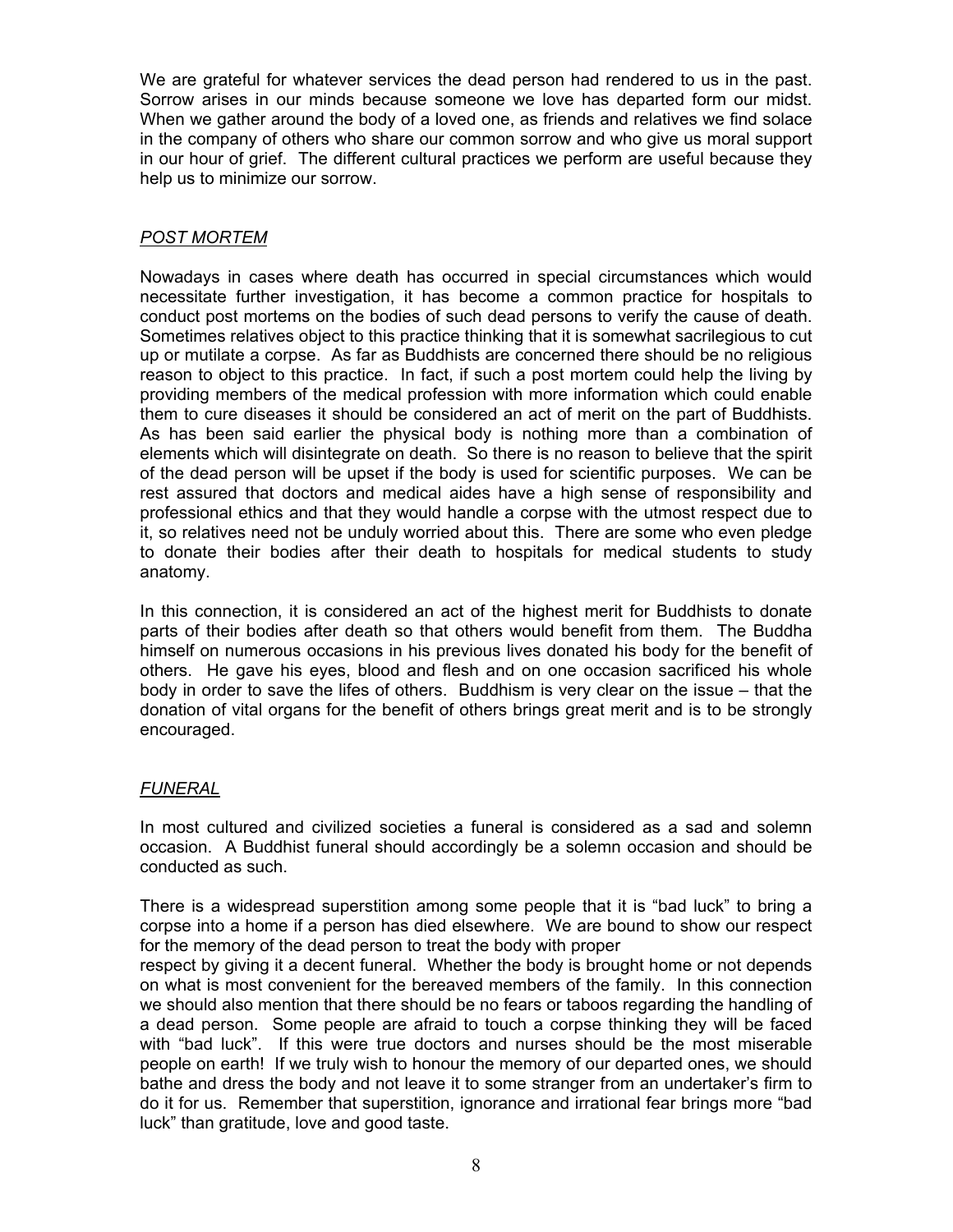We are grateful for whatever services the dead person had rendered to us in the past. Sorrow arises in our minds because someone we love has departed form our midst. When we gather around the body of a loved one, as friends and relatives we find solace in the company of others who share our common sorrow and who give us moral support in our hour of grief. The different cultural practices we perform are useful because they help us to minimize our sorrow.

## *POST MORTEM*

Nowadays in cases where death has occurred in special circumstances which would necessitate further investigation, it has become a common practice for hospitals to conduct post mortems on the bodies of such dead persons to verify the cause of death. Sometimes relatives object to this practice thinking that it is somewhat sacrilegious to cut up or mutilate a corpse. As far as Buddhists are concerned there should be no religious reason to object to this practice. In fact, if such a post mortem could help the living by providing members of the medical profession with more information which could enable them to cure diseases it should be considered an act of merit on the part of Buddhists. As has been said earlier the physical body is nothing more than a combination of elements which will disintegrate on death. So there is no reason to believe that the spirit of the dead person will be upset if the body is used for scientific purposes. We can be rest assured that doctors and medical aides have a high sense of responsibility and professional ethics and that they would handle a corpse with the utmost respect due to it, so relatives need not be unduly worried about this. There are some who even pledge to donate their bodies after their death to hospitals for medical students to study anatomy.

In this connection, it is considered an act of the highest merit for Buddhists to donate parts of their bodies after death so that others would benefit from them. The Buddha himself on numerous occasions in his previous lives donated his body for the benefit of others. He gave his eyes, blood and flesh and on one occasion sacrificed his whole body in order to save the lifes of others. Buddhism is very clear on the issue – that the donation of vital organs for the benefit of others brings great merit and is to be strongly encouraged.

## *FUNERAL*

In most cultured and civilized societies a funeral is considered as a sad and solemn occasion. A Buddhist funeral should accordingly be a solemn occasion and should be conducted as such.

There is a widespread superstition among some people that it is "bad luck" to bring a corpse into a home if a person has died elsewhere. We are bound to show our respect for the memory of the dead person to treat the body with proper respect by giving it a decent funeral. Whether the body is brought home or not depends on what is most convenient for the bereaved members of the family. In this connection we should also mention that there should be no fears or taboos regarding the handling of a dead person. Some people are afraid to touch a corpse thinking they will be faced with "bad luck". If this were true doctors and nurses should be the most miserable people on earth! If we truly wish to honour the memory of our departed ones, we should bathe and dress the body and not leave it to some stranger from an undertaker's firm to do it for us. Remember that superstition, ignorance and irrational fear brings more "bad luck" than gratitude, love and good taste.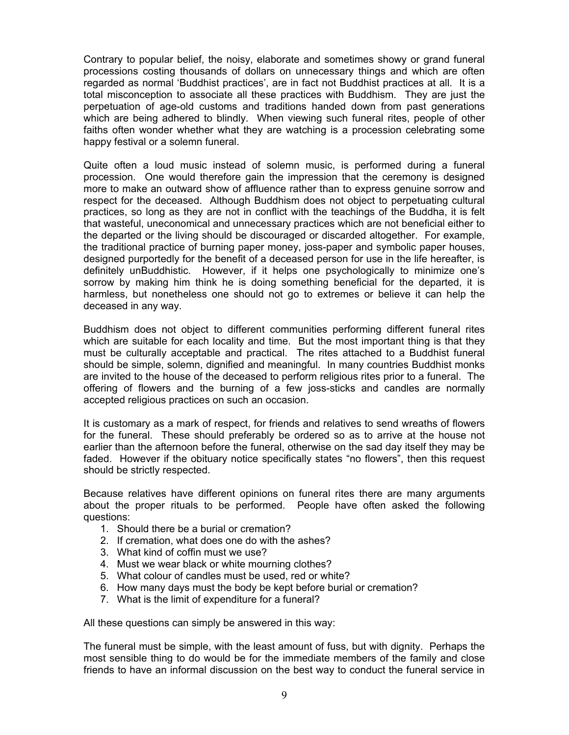Contrary to popular belief, the noisy, elaborate and sometimes showy or grand funeral processions costing thousands of dollars on unnecessary things and which are often regarded as normal 'Buddhist practices', are in fact not Buddhist practices at all. It is a total misconception to associate all these practices with Buddhism. They are just the perpetuation of age-old customs and traditions handed down from past generations which are being adhered to blindly. When viewing such funeral rites, people of other faiths often wonder whether what they are watching is a procession celebrating some happy festival or a solemn funeral.

Quite often a loud music instead of solemn music, is performed during a funeral procession. One would therefore gain the impression that the ceremony is designed more to make an outward show of affluence rather than to express genuine sorrow and respect for the deceased. Although Buddhism does not object to perpetuating cultural practices, so long as they are not in conflict with the teachings of the Buddha, it is felt that wasteful, uneconomical and unnecessary practices which are not beneficial either to the departed or the living should be discouraged or discarded altogether. For example, the traditional practice of burning paper money, joss-paper and symbolic paper houses, designed purportedly for the benefit of a deceased person for use in the life hereafter, is definitely unBuddhistic. However, if it helps one psychologically to minimize one's sorrow by making him think he is doing something beneficial for the departed, it is harmless, but nonetheless one should not go to extremes or believe it can help the deceased in any way.

Buddhism does not object to different communities performing different funeral rites which are suitable for each locality and time. But the most important thing is that they must be culturally acceptable and practical. The rites attached to a Buddhist funeral should be simple, solemn, dignified and meaningful. In many countries Buddhist monks are invited to the house of the deceased to perform religious rites prior to a funeral. The offering of flowers and the burning of a few joss-sticks and candles are normally accepted religious practices on such an occasion.

It is customary as a mark of respect, for friends and relatives to send wreaths of flowers for the funeral. These should preferably be ordered so as to arrive at the house not earlier than the afternoon before the funeral, otherwise on the sad day itself they may be faded. However if the obituary notice specifically states "no flowers", then this request should be strictly respected.

Because relatives have different opinions on funeral rites there are many arguments about the proper rituals to be performed. People have often asked the following questions:

1. Should there be a burial or cremation?
2. If cremation, what does one do with the ashes?
3. What kind of coffin must we use?
4. Must we wear black or white mourning clothes?
5. What colour of candles must be used, red or white?
6. How many days must the body be kept before burial or cremation?
7. What is the limit of expenditure for a funeral?

All these questions can simply be answered in this way:

The funeral must be simple, with the least amount of fuss, but with dignity. Perhaps the most sensible thing to do would be for the immediate members of the family and close friends to have an informal discussion on the best way to conduct the funeral service in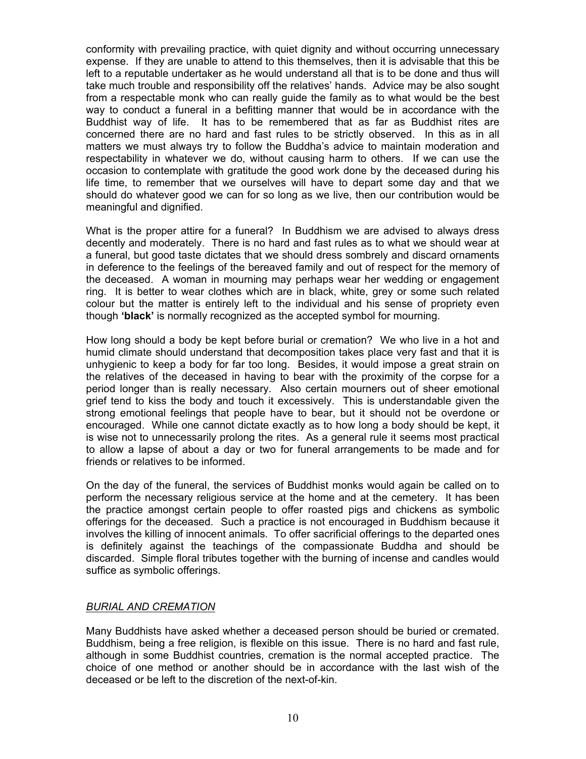conformity with prevailing practice, with quiet dignity and without occurring unnecessary expense. If they are unable to attend to this themselves, then it is advisable that this be left to a reputable undertaker as he would understand all that is to be done and thus will take much trouble and responsibility off the relatives' hands. Advice may be also sought from a respectable monk who can really guide the family as to what would be the best way to conduct a funeral in a befitting manner that would be in accordance with the Buddhist way of life. It has to be remembered that as far as Buddhist rites are concerned there are no hard and fast rules to be strictly observed. In this as in all matters we must always try to follow the Buddha's advice to maintain moderation and respectability in whatever we do, without causing harm to others. If we can use the occasion to contemplate with gratitude the good work done by the deceased during his life time, to remember that we ourselves will have to depart some day and that we should do whatever good we can for so long as we live, then our contribution would be meaningful and dignified.

What is the proper attire for a funeral? In Buddhism we are advised to always dress decently and moderately. There is no hard and fast rules as to what we should wear at a funeral, but good taste dictates that we should dress sombrely and discard ornaments in deference to the feelings of the bereaved family and out of respect for the memory of the deceased. A woman in mourning may perhaps wear her wedding or engagement ring. It is better to wear clothes which are in black, white, grey or some such related colour but the matter is entirely left to the individual and his sense of propriety even though **'black'** is normally recognized as the accepted symbol for mourning.

How long should a body be kept before burial or cremation? We who live in a hot and humid climate should understand that decomposition takes place very fast and that it is unhygienic to keep a body for far too long. Besides, it would impose a great strain on the relatives of the deceased in having to bear with the proximity of the corpse for a period longer than is really necessary. Also certain mourners out of sheer emotional grief tend to kiss the body and touch it excessively. This is understandable given the strong emotional feelings that people have to bear, but it should not be overdone or encouraged. While one cannot dictate exactly as to how long a body should be kept, it is wise not to unnecessarily prolong the rites. As a general rule it seems most practical to allow a lapse of about a day or two for funeral arrangements to be made and for friends or relatives to be informed.

On the day of the funeral, the services of Buddhist monks would again be called on to perform the necessary religious service at the home and at the cemetery. It has been the practice amongst certain people to offer roasted pigs and chickens as symbolic offerings for the deceased. Such a practice is not encouraged in Buddhism because it involves the killing of innocent animals. To offer sacrificial offerings to the departed ones is definitely against the teachings of the compassionate Buddha and should be discarded. Simple floral tributes together with the burning of incense and candles would suffice as symbolic offerings.

## *BURIAL AND CREMATION*

Many Buddhists have asked whether a deceased person should be buried or cremated. Buddhism, being a free religion, is flexible on this issue. There is no hard and fast rule, although in some Buddhist countries, cremation is the normal accepted practice. The choice of one method or another should be in accordance with the last wish of the deceased or be left to the discretion of the next-of-kin.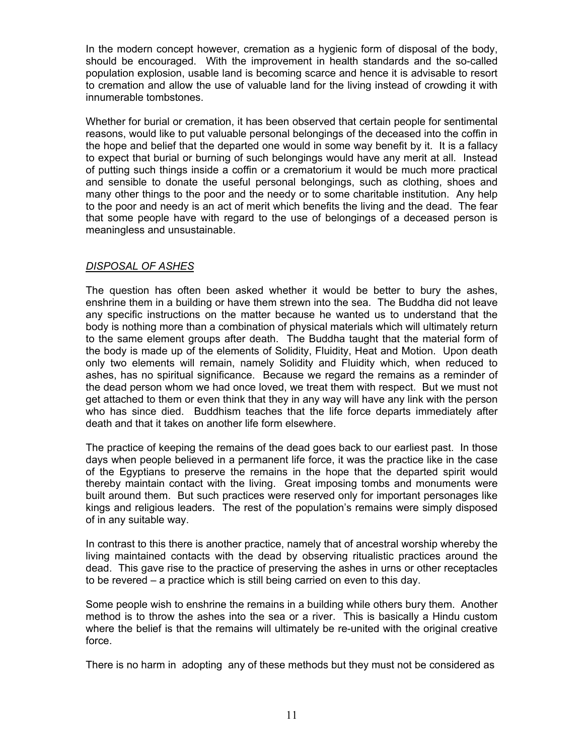In the modern concept however, cremation as a hygienic form of disposal of the body, should be encouraged. With the improvement in health standards and the so-called population explosion, usable land is becoming scarce and hence it is advisable to resort to cremation and allow the use of valuable land for the living instead of crowding it with innumerable tombstones.

Whether for burial or cremation, it has been observed that certain people for sentimental reasons, would like to put valuable personal belongings of the deceased into the coffin in the hope and belief that the departed one would in some way benefit by it. It is a fallacy to expect that burial or burning of such belongings would have any merit at all. Instead of putting such things inside a coffin or a crematorium it would be much more practical and sensible to donate the useful personal belongings, such as clothing, shoes and many other things to the poor and the needy or to some charitable institution. Any help to the poor and needy is an act of merit which benefits the living and the dead. The fear that some people have with regard to the use of belongings of a deceased person is meaningless and unsustainable.

*DISPOSAL OF ASHES*

The question has often been asked whether it would be better to bury the ashes, enshrine them in a building or have them strewn into the sea. The Buddha did not leave any specific instructions on the matter because he wanted us to understand that the body is nothing more than a combination of physical materials which will ultimately return to the same element groups after death. The Buddha taught that the material form of the body is made up of the elements of Solidity, Fluidity, Heat and Motion. Upon death only two elements will remain, namely Solidity and Fluidity which, when reduced to ashes, has no spiritual significance. Because we regard the remains as a reminder of the dead person whom we had once loved, we treat them with respect. But we must not get attached to them or even think that they in any way will have any link with the person who has since died. Buddhism teaches that the life force departs immediately after death and that it takes on another life form elsewhere.

The practice of keeping the remains of the dead goes back to our earliest past. In those days when people believed in a permanent life force, it was the practice like in the case of the Egyptians to preserve the remains in the hope that the departed spirit would thereby maintain contact with the living. Great imposing tombs and monuments were built around them. But such practices were reserved only for important personages like kings and religious leaders. The rest of the population's remains were simply disposed of in any suitable way.

In contrast to this there is another practice, namely that of ancestral worship whereby the living maintained contacts with the dead by observing ritualistic practices around the dead. This gave rise to the practice of preserving the ashes in urns or other receptacles to be revered – a practice which is still being carried on even to this day.

Some people wish to enshrine the remains in a building while others bury them. Another method is to throw the ashes into the sea or a river. This is basically a Hindu custom where the belief is that the remains will ultimately be re-united with the original creative force.

There is no harm in adopting any of these methods but they must not be considered as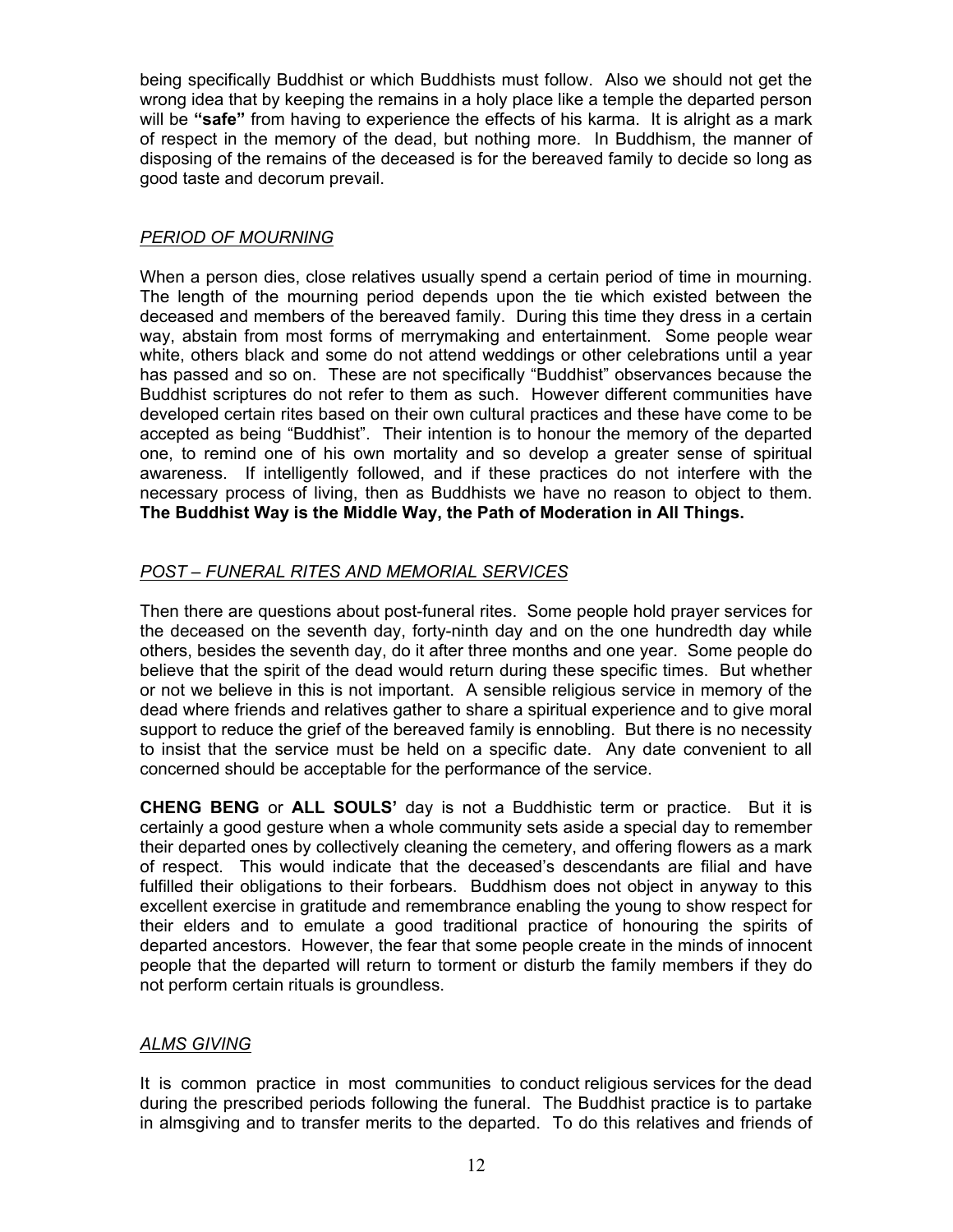being specifically Buddhist or which Buddhists must follow. Also we should not get the wrong idea that by keeping the remains in a holy place like a temple the departed person will be **"safe"** from having to experience the effects of his karma. It is alright as a mark of respect in the memory of the dead, but nothing more. In Buddhism, the manner of disposing of the remains of the deceased is for the bereaved family to decide so long as good taste and decorum prevail.

## *PERIOD OF MOURNING*

When a person dies, close relatives usually spend a certain period of time in mourning. The length of the mourning period depends upon the tie which existed between the deceased and members of the bereaved family. During this time they dress in a certain way, abstain from most forms of merrymaking and entertainment. Some people wear white, others black and some do not attend weddings or other celebrations until a year has passed and so on. These are not specifically "Buddhist" observances because the Buddhist scriptures do not refer to them as such. However different communities have developed certain rites based on their own cultural practices and these have come to be accepted as being "Buddhist". Their intention is to honour the memory of the departed one, to remind one of his own mortality and so develop a greater sense of spiritual awareness. If intelligently followed, and if these practices do not interfere with the necessary process of living, then as Buddhists we have no reason to object to them. **The Buddhist Way is the Middle Way, the Path of Moderation in All Things.**

## *POST – FUNERAL RITES AND MEMORIAL SERVICES*

Then there are questions about post-funeral rites. Some people hold prayer services for the deceased on the seventh day, forty-ninth day and on the one hundredth day while others, besides the seventh day, do it after three months and one year. Some people do believe that the spirit of the dead would return during these specific times. But whether or not we believe in this is not important. A sensible religious service in memory of the dead where friends and relatives gather to share a spiritual experience and to give moral support to reduce the grief of the bereaved family is ennobling. But there is no necessity to insist that the service must be held on a specific date. Any date convenient to all concerned should be acceptable for the performance of the service.

**CHENG BENG** or **ALL SOULS'** day is not a Buddhistic term or practice. But it is certainly a good gesture when a whole community sets aside a special day to remember their departed ones by collectively cleaning the cemetery, and offering flowers as a mark of respect. This would indicate that the deceased's descendants are filial and have fulfilled their obligations to their forbears. Buddhism does not object in anyway to this excellent exercise in gratitude and remembrance enabling the young to show respect for their elders and to emulate a good traditional practice of honouring the spirits of departed ancestors. However, the fear that some people create in the minds of innocent people that the departed will return to torment or disturb the family members if they do not perform certain rituals is groundless.

## *ALMS GIVING*

It is common practice in most communities to conduct religious services for the dead during the prescribed periods following the funeral. The Buddhist practice is to partake in almsgiving and to transfer merits to the departed. To do this relatives and friends of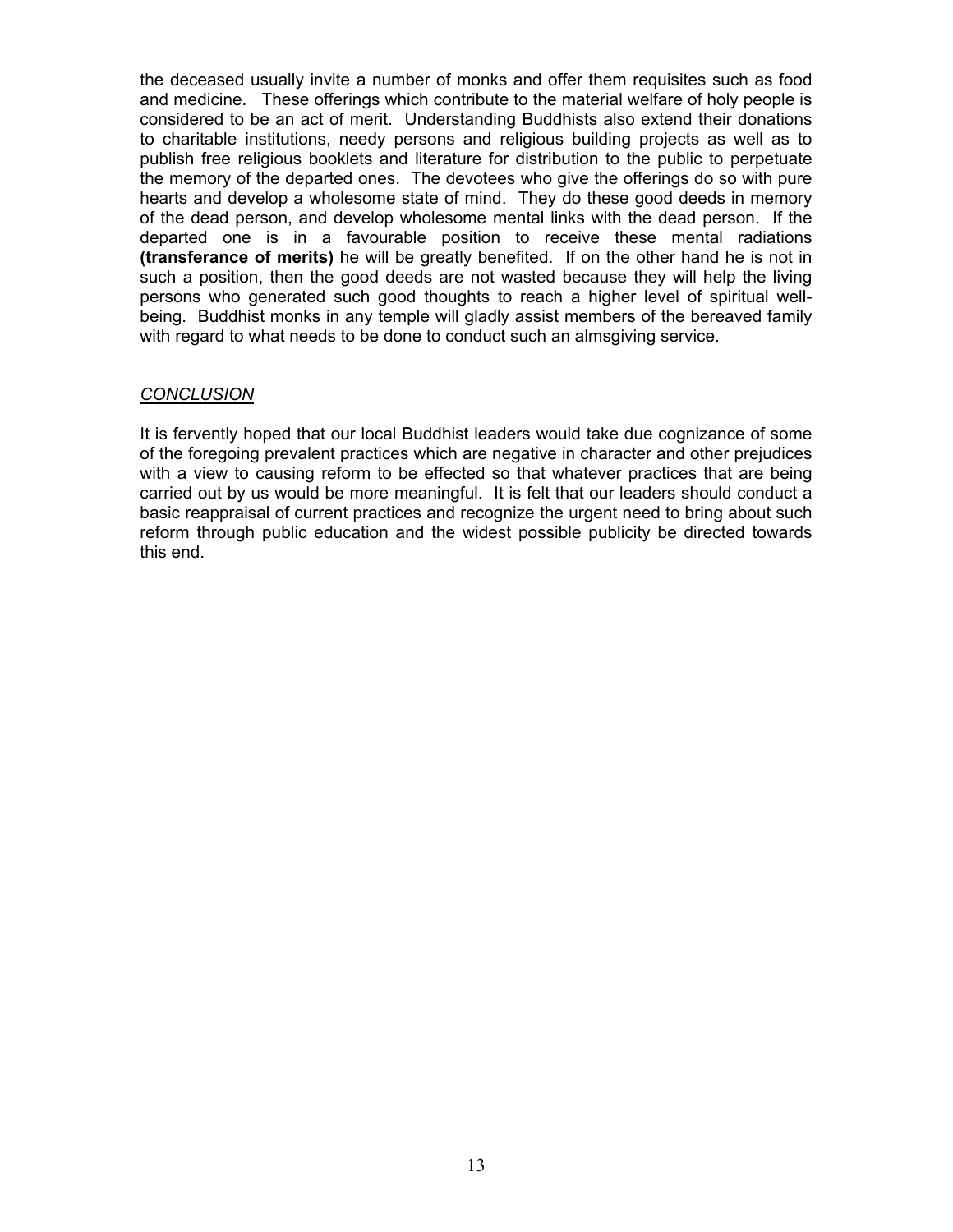the deceased usually invite a number of monks and offer them requisites such as food and medicine. These offerings which contribute to the material welfare of holy people is considered to be an act of merit. Understanding Buddhists also extend their donations to charitable institutions, needy persons and religious building projects as well as to publish free religious booklets and literature for distribution to the public to perpetuate the memory of the departed ones. The devotees who give the offerings do so with pure hearts and develop a wholesome state of mind. They do these good deeds in memory of the dead person, and develop wholesome mental links with the dead person. If the departed one is in a favourable position to receive these mental radiations **(transferance of merits)** he will be greatly benefited. If on the other hand he is not in such a position, then the good deeds are not wasted because they will help the living persons who generated such good thoughts to reach a higher level of spiritual well-being. Buddhist monks in any temple will gladly assist members of the bereaved family with regard to what needs to be done to conduct such an almsgiving service.

## *CONCLUSION*

It is fervently hoped that our local Buddhist leaders would take due cognizance of some of the foregoing prevalent practices which are negative in character and other prejudices with a view to causing reform to be effected so that whatever practices that are being carried out by us would be more meaningful. It is felt that our leaders should conduct a basic reappraisal of current practices and recognize the urgent need to bring about such reform through public education and the widest possible publicity be directed towards this end.